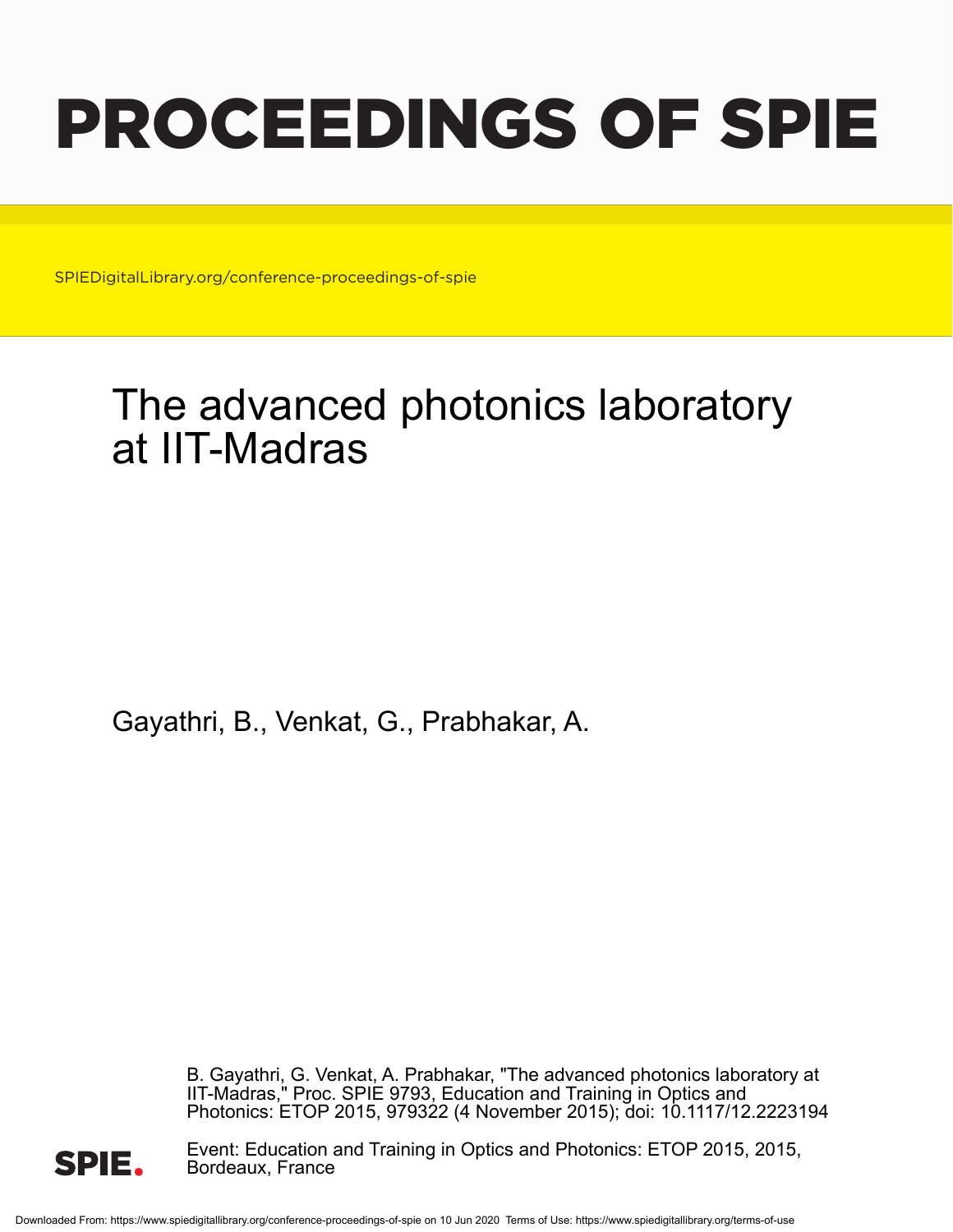# PROCEEDINGS OF SPIE

SPIEDigitalLibrary.org/conference-proceedings-of-spie

# The advanced photonics laboratory at IIT-Madras

Gayathri, B., Venkat, G., Prabhakar, A.

B. Gayathri, G. Venkat, A. Prabhakar, "The advanced photonics laboratory at IIT-Madras," Proc. SPIE 9793, Education and Training in Optics and Photonics: ETOP 2015, 979322 (4 November 2015); doi: 10.1117/12.2223194

Event: Education and Training in Optics and Photonics: ETOP 2015, 2015, Bordeaux, France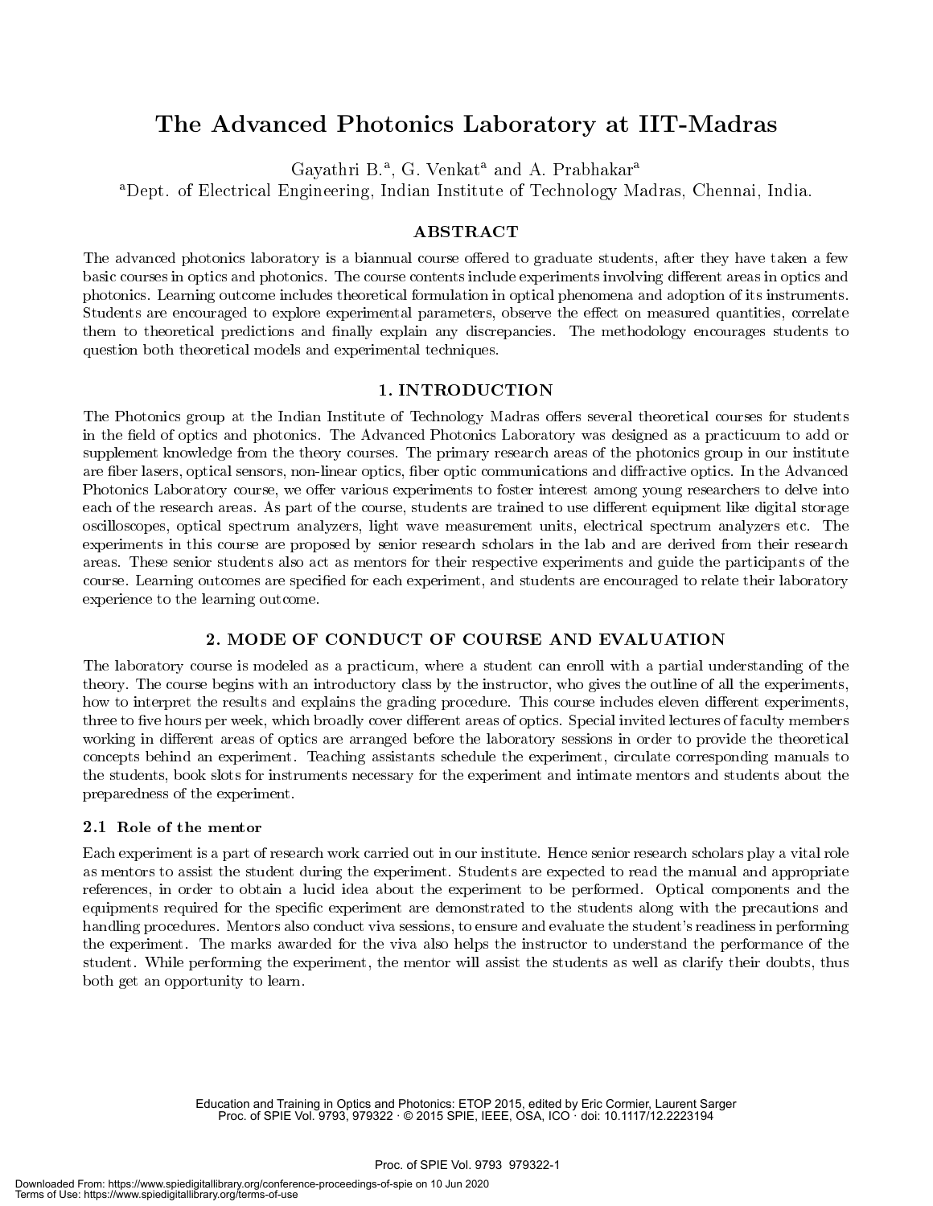# The Advanced Photonics Laboratory at IIT-Madras

Gayathri B.[a], G. Venkat[a] and A. Prabhakar[a]

[a]Dept. of Electrical Engineering, Indian Institute of Technology Madras, Chennai, India.

## ABSTRACT

The advanced photonics laboratory is a biannual course offered to graduate students, after they have taken a few basic courses in optics and photonics. The course contents include experiments involving different areas in optics and photonics. Learning outcome includes theoretical formulation in optical phenomena and adoption of its instruments. Students are encouraged to explore experimental parameters, observe the effect on measured quantities, correlate them to theoretical predictions and finally explain any discrepancies. The methodology encourages students to question both theoretical models and experimental techniques.

## 1. INTRODUCTION

The Photonics group at the Indian Institute of Technology Madras offers several theoretical courses for students in the field of optics and photonics. The Advanced Photonics Laboratory was designed as a practicuum to add or supplement knowledge from the theory courses. The primary research areas of the photonics group in our institute are fiber lasers, optical sensors, non-linear optics, fiber optic communications and diffractive optics. In the Advanced Photonics Laboratory course, we offer various experiments to foster interest among young researchers to delve into each of the research areas. As part of the course, students are trained to use different equipment like digital storage oscilloscopes, optical spectrum analyzers, light wave measurement units, electrical spectrum analyzers etc. The experiments in this course are proposed by senior research scholars in the lab and are derived from their research areas. These senior students also act as mentors for their respective experiments and guide the participants of the course. Learning outcomes are specified for each experiment, and students are encouraged to relate their laboratory experience to the learning outcome.

## 2. MODE OF CONDUCT OF COURSE AND EVALUATION

The laboratory course is modeled as a practicum, where a student can enroll with a partial understanding of the theory. The course begins with an introductory class by the instructor, who gives the outline of all the experiments, how to interpret the results and explains the grading procedure. This course includes eleven different experiments, three to five hours per week, which broadly cover different areas of optics. Special invited lectures of faculty members working in different areas of optics are arranged before the laboratory sessions in order to provide the theoretical concepts behind an experiment. Teaching assistants schedule the experiment, circulate corresponding manuals to the students, book slots for instruments necessary for the experiment and intimate mentors and students about the preparedness of the experiment.

### 2.1 Role of the mentor

Each experiment is a part of research work carried out in our institute. Hence senior research scholars play a vital role as mentors to assist the student during the experiment. Students are expected to read the manual and appropriate references, in order to obtain a lucid idea about the experiment to be performed. Optical components and the equipments required for the specific experiment are demonstrated to the students along with the precautions and handling procedures. Mentors also conduct viva sessions, to ensure and evaluate the student's readiness in performing the experiment. The marks awarded for the viva also helps the instructor to understand the performance of the student. While performing the experiment, the mentor will assist the students as well as clarify their doubts, thus both get an opportunity to learn.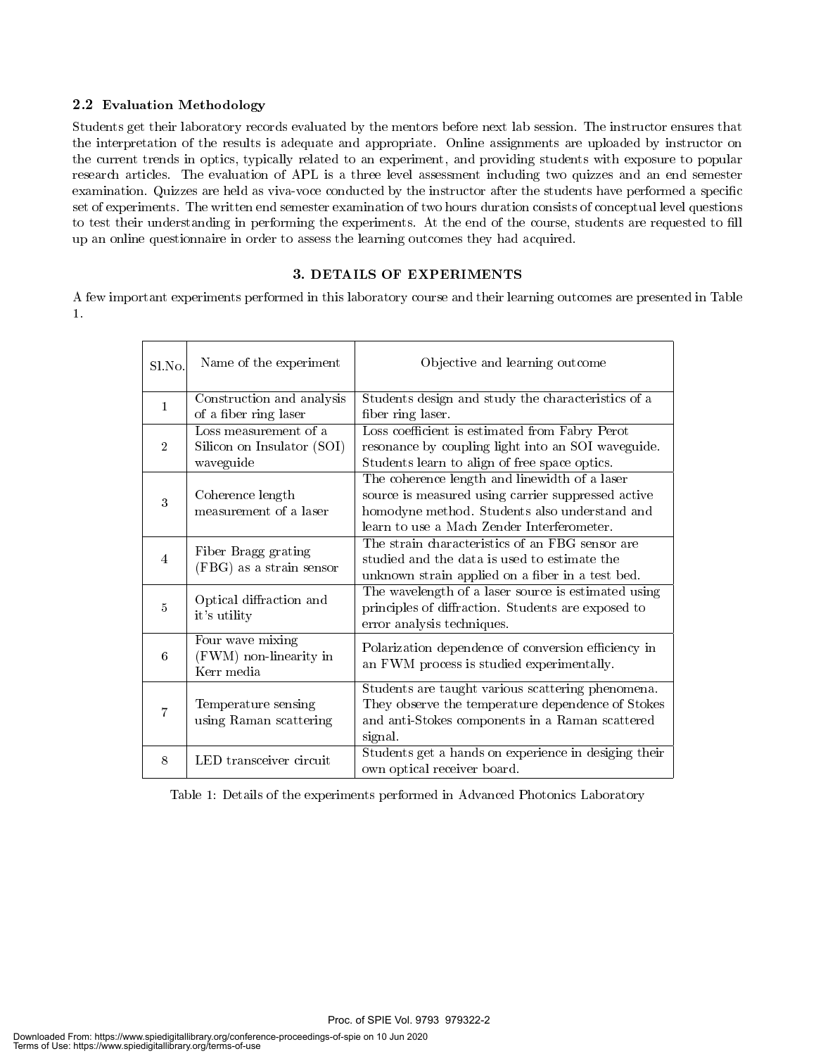### 2.2 Evaluation Methodology

Students get their laboratory records evaluated by the mentors before next lab session. The instructor ensures that the interpretation of the results is adequate and appropriate. Online assignments are uploaded by instructor on the current trends in optics, typically related to an experiment, and providing students with exposure to popular research articles. The evaluation of APL is a three level assessment including two quizzes and an end semester examination. Quizzes are held as viva-voce conducted by the instructor after the students have performed a specific set of experiments. The written end semester examination of two hours duration consists of conceptual level questions to test their understanding in performing the experiments. At the end of the course, students are requested to fill up an online questionnaire in order to assess the learning outcomes they had acquired.

## 3. DETAILS OF EXPERIMENTS

A few important experiments performed in this laboratory course and their learning outcomes are presented in Table 1.

| Sl.No. | Name of the experiment | Objective and learning outcome |
|---|---|---|
| 1 | Construction and analysis of a fiber ring laser | Students design and study the characteristics of a fiber ring laser. |
| 2 | Loss measurement of a Silicon on Insulator (SOI) waveguide | Loss coefficient is estimated from Fabry Perot resonance by coupling light into an SOI waveguide. Students learn to align of free space optics. |
| 3 | Coherence length measurement of a laser | The coherence length and linewidth of a laser source is measured using carrier suppressed active homodyne method. Students also understand and learn to use a Mach Zender Interferometer. |
| 4 | Fiber Bragg grating (FBG) as a strain sensor | The strain characteristics of an FBG sensor are studied and the data is used to estimate the unknown strain applied on a fiber in a test bed. |
| 5 | Optical diffraction and it's utility | The wavelength of a laser source is estimated using principles of diffraction. Students are exposed to error analysis techniques. |
| 6 | Four wave mixing (FWM) non-linearity in Kerr media | Polarization dependence of conversion efficiency in an FWM process is studied experimentally. |
| 7 | Temperature sensing using Raman scattering | Students are taught various scattering phenomena. They observe the temperature dependence of Stokes and anti-Stokes components in a Raman scattered signal. |
| 8 | LED transceiver circuit | Students get a hands on experience in desiging their own optical receiver board. |

Table 1: Details of the experiments performed in Advanced Photonics Laboratory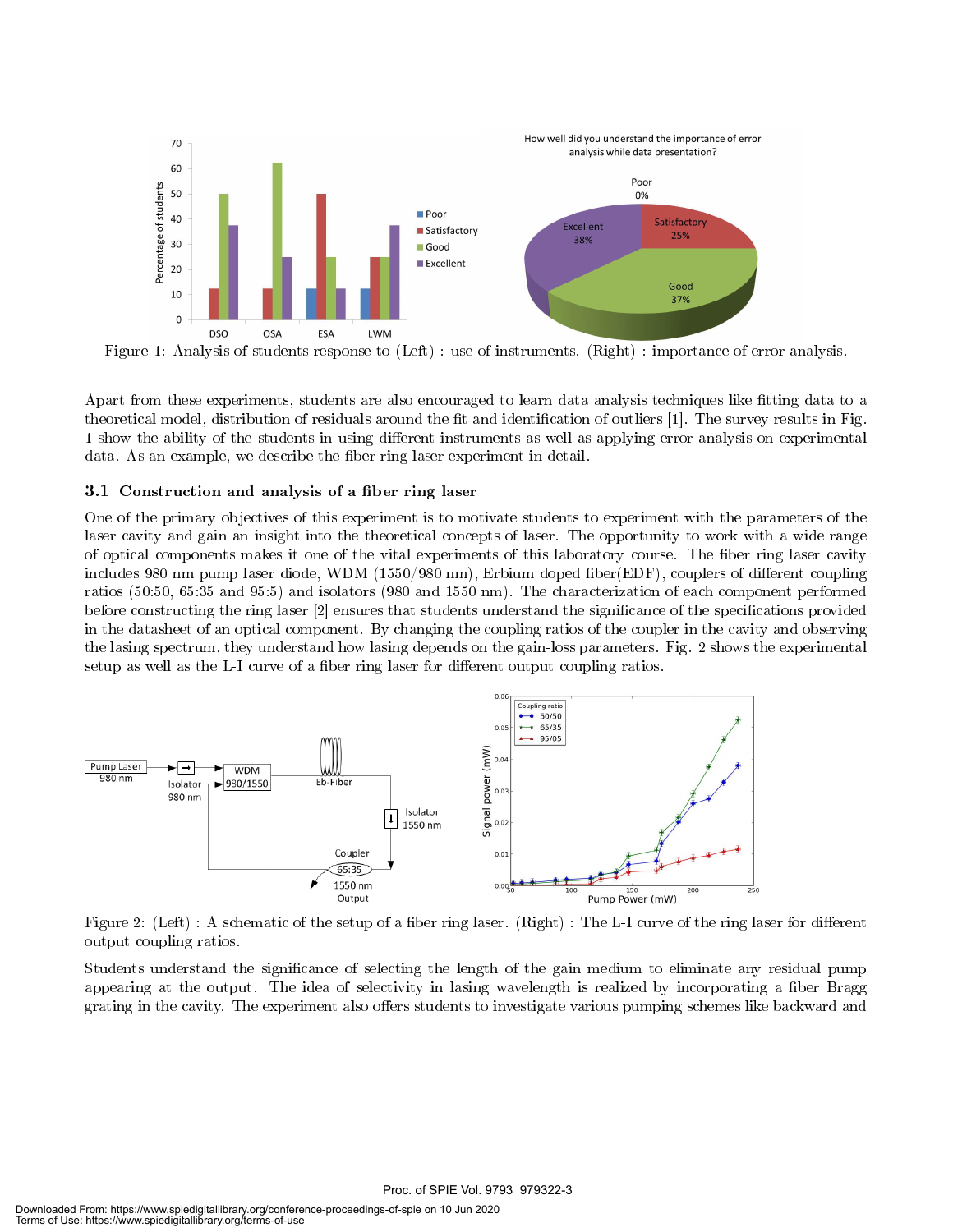Figure 1: Analysis of students response to (Left) : use of instruments. (Right) : importance of error analysis.

Apart from these experiments, students are also encouraged to learn data analysis techniques like fitting data to a theoretical model, distribution of residuals around the fit and identification of outliers [1]. The survey results in Fig. 1 show the ability of the students in using different instruments as well as applying error analysis on experimental data. As an example, we describe the fiber ring laser experiment in detail.

### 3.1 Construction and analysis of a fiber ring laser

One of the primary objectives of this experiment is to motivate students to experiment with the parameters of the laser cavity and gain an insight into the theoretical concepts of laser. The opportunity to work with a wide range of optical components makes it one of the vital experiments of this laboratory course. The fiber ring laser cavity includes 980 nm pump laser diode, WDM (1550/980 nm), Erbium doped fiber(EDF), couplers of different coupling ratios (50:50, 65:35 and 95:5) and isolators (980 and 1550 nm). The characterization of each component performed before constructing the ring laser [2] ensures that students understand the significance of the specifications provided in the datasheet of an optical component. By changing the coupling ratios of the coupler in the cavity and observing the lasing spectrum, they understand how lasing depends on the gain-loss parameters. Fig. 2 shows the experimental setup as well as the L-I curve of a fiber ring laser for different output coupling ratios.

Figure 2: (Left) : A schematic of the setup of a fiber ring laser. (Right) : The L-I curve of the ring laser for different output coupling ratios.

Students understand the significance of selecting the length of the gain medium to eliminate any residual pump appearing at the output. The idea of selectivity in lasing wavelength is realized by incorporating a fiber Bragg grating in the cavity. The experiment also offers students to investigate various pumping schemes like backward and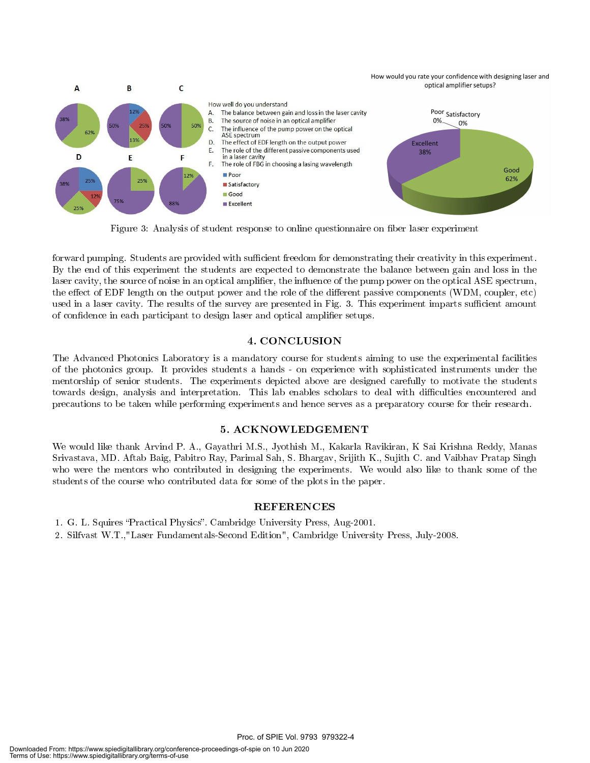A B C

How well do you understand
A. The balance between gain and loss in the laser cavity
B. The source of noise in an optical amplifier
C. The influence of the pump power on the optical ASE spectrum
D. The effect of EDF length on the output power
E. The role of the different passive components used in a laser cavity
F. The role of FBG in choosing a lasing wavelength

A: 38% 62%
B: 12% 25% 13% 50%
C: 50% 50%
D: 25% 12% 25% 38%
E: 25% 75%
F: 12% 88%

Poor
Satisfactory
Good
Excellent

How would you rate your confidence with designing laser and optical amplifier setups?

Poor 0%
Satisfactory 0%
Excellent 38%
Good 62%

Figure 3: Analysis of student response to online questionnaire on fiber laser experiment

forward pumping. Students are provided with sufficient freedom for demonstrating their creativity in this experiment. By the end of this experiment the students are expected to demonstrate the balance between gain and loss in the laser cavity, the source of noise in an optical amplifier, the influence of the pump power on the optical ASE spectrum, the effect of EDF length on the output power and the role of the different passive components (WDM, coupler, etc) used in a laser cavity. The results of the survey are presented in Fig. 3. This experiment imparts sufficient amount of confidence in each participant to design laser and optical amplifier setups.

## 4. CONCLUSION

The Advanced Photonics Laboratory is a mandatory course for students aiming to use the experimental facilities of the photonics group. It provides students a hands - on experience with sophisticated instruments under the mentorship of senior students. The experiments depicted above are designed carefully to motivate the students towards design, analysis and interpretation. This lab enables scholars to deal with difficulties encountered and precautions to be taken while performing experiments and hence serves as a preparatory course for their research.

## 5. ACKNOWLEDGEMENT

We would like thank Arvind P. A., Gayathri M.S., Jyothish M., Kakarla Ravikiran, K Sai Krishna Reddy, Manas Srivastava, MD. Aftab Baig, Pabitro Ray, Parimal Sah, S. Bhargav, Srijith K., Sujith C. and Vaibhav Pratap Singh who were the mentors who contributed in designing the experiments. We would also like to thank some of the students of the course who contributed data for some of the plots in the paper.

## REFERENCES

1. G. L. Squires "Practical Physics". Cambridge University Press, Aug-2001.
2. Silfvast W.T.,"Laser Fundamentals-Second Edition", Cambridge University Press, July-2008.